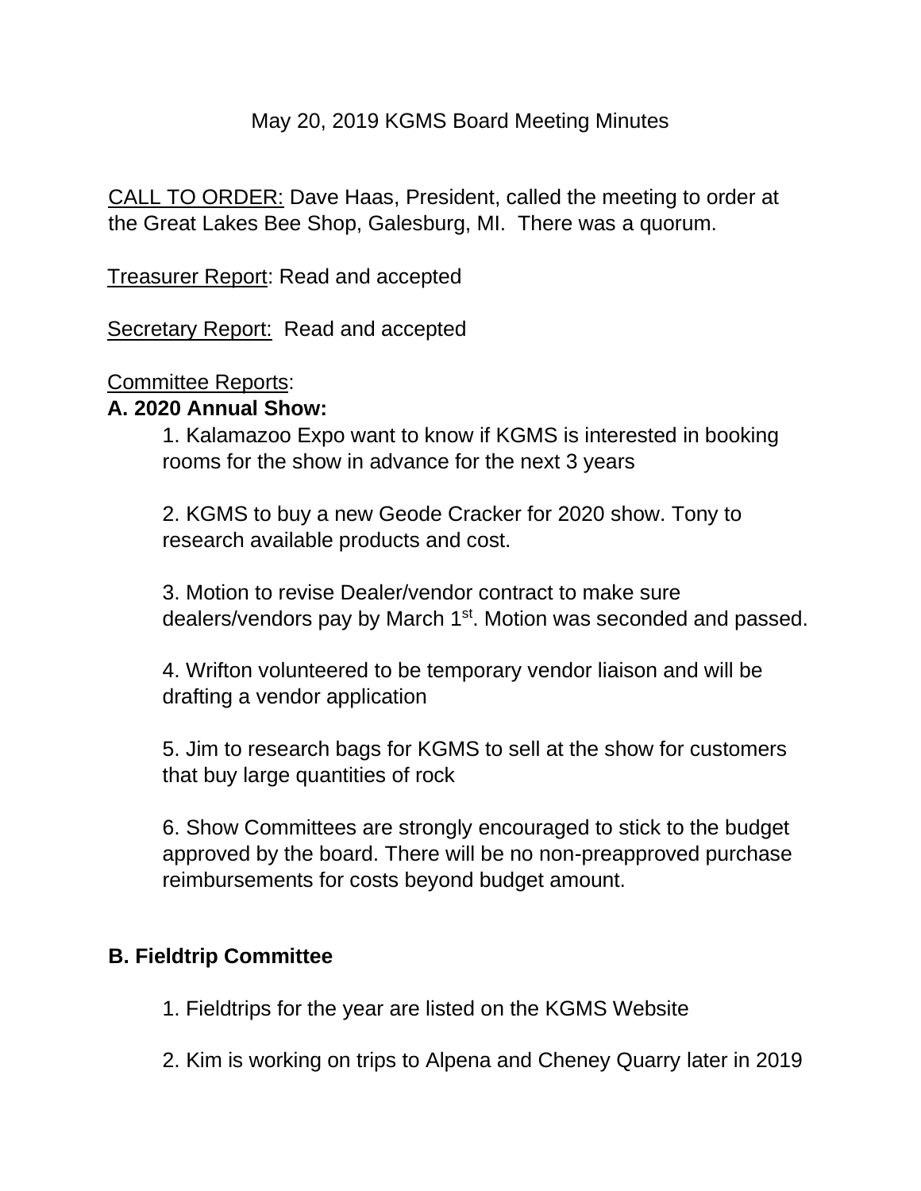# May 20, 2019 KGMS Board Meeting Minutes

CALL TO ORDER: Dave Haas, President, called the meeting to order at the Great Lakes Bee Shop, Galesburg, MI. There was a quorum.

Treasurer Report: Read and accepted

Secretary Report: Read and accepted

Committee Reports:

**A. 2020 Annual Show:**

1. Kalamazoo Expo want to know if KGMS is interested in booking rooms for the show in advance for the next 3 years

2. KGMS to buy a new Geode Cracker for 2020 show. Tony to research available products and cost.

3. Motion to revise Dealer/vendor contract to make sure dealers/vendors pay by March 1st. Motion was seconded and passed.

4. Wrifton volunteered to be temporary vendor liaison and will be drafting a vendor application

5. Jim to research bags for KGMS to sell at the show for customers that buy large quantities of rock

6. Show Committees are strongly encouraged to stick to the budget approved by the board. There will be no non-preapproved purchase reimbursements for costs beyond budget amount.

**B. Fieldtrip Committee**

1. Fieldtrips for the year are listed on the KGMS Website

2. Kim is working on trips to Alpena and Cheney Quarry later in 2019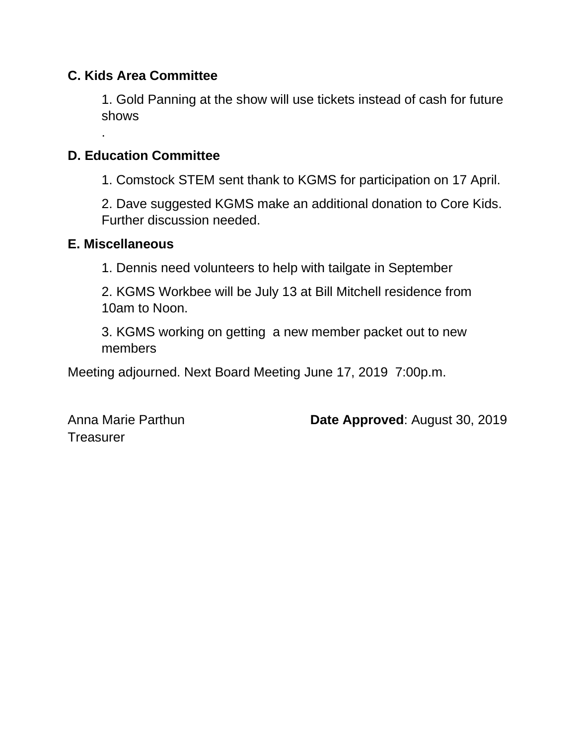**C. Kids Area Committee**

1. Gold Panning at the show will use tickets instead of cash for future shows
.

**D. Education Committee**

1. Comstock STEM sent thank to KGMS for participation on 17 April.

2. Dave suggested KGMS make an additional donation to Core Kids. Further discussion needed.

**E. Miscellaneous**

1. Dennis need volunteers to help with tailgate in September

2. KGMS Workbee will be July 13 at Bill Mitchell residence from 10am to Noon.

3. KGMS working on getting a new member packet out to new members

Meeting adjourned. Next Board Meeting June 17, 2019 7:00p.m.

Anna Marie Parthun
Treasurer

**Date Approved**: August 30, 2019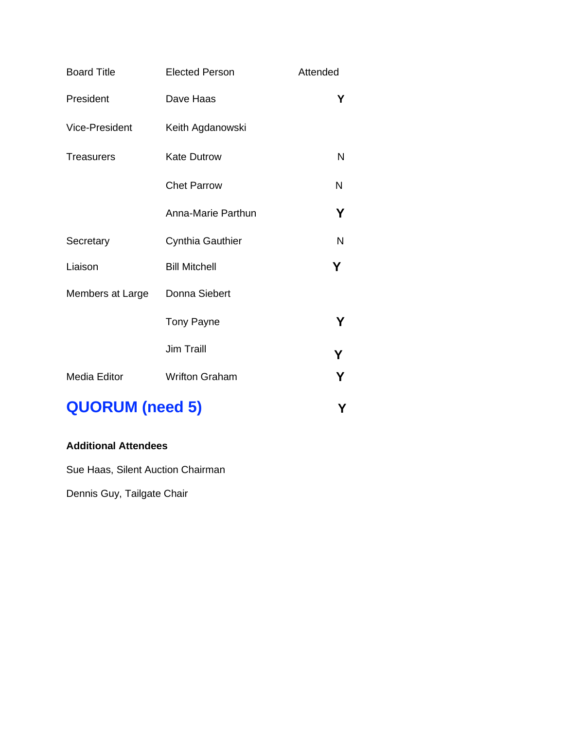| Board Title | Elected Person | Attended |
|---|---|---|
| President | Dave Haas | **Y** |
| Vice-President | Keith Agdanowski | |
| Treasurers | Kate Dutrow | N |
| | Chet Parrow | N |
| | Anna-Marie Parthun | **Y** |
| Secretary | Cynthia Gauthier | N |
| Liaison | Bill Mitchell | **Y** |
| Members at Large | Donna Siebert | |
| | Tony Payne | **Y** |
| | Jim Traill | **Y** |
| Media Editor | Wrifton Graham | **Y** |
| **QUORUM (need 5)** | | **Y** |

**Additional Attendees**

Sue Haas, Silent Auction Chairman

Dennis Guy, Tailgate Chair